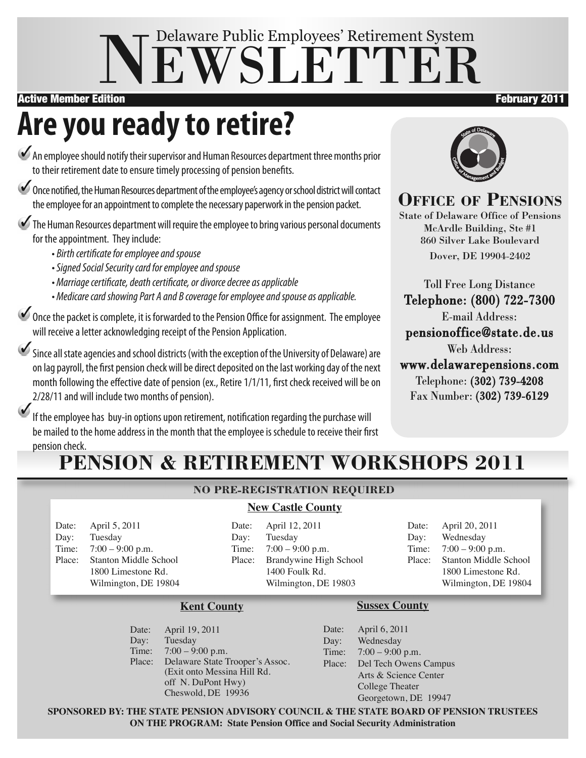# Delaware Public Employees' Retirement System NEWSLETTER

**Active Member Edition** — **February 2011**

# Are you ready to retire?

- An employee should notify their supervisor and Human Resources department three months prior to their retirement date to ensure timely processing of pension benefits.
- Once notified, the Human Resources department of the employee's agency or school district will contact the employee for an appointment to complete the necessary paperwork in the pension packet.
- The Human Resources department will require the employee to bring various personal documents for the appointment. They include:
  - *Birth certificate for employee and spouse*
  - *Signed Social Security card for employee and spouse*
  - *Marriage certificate, death certificate, or divorce decree as applicable*
  - *Medicare card showing Part A and B coverage for employee and spouse as applicable.*
- Once the packet is complete, it is forwarded to the Pension Office for assignment. The employee will receive a letter acknowledging receipt of the Pension Application.
- Since all state agencies and school districts (with the exception of the University of Delaware) are on lag payroll, the first pension check will be direct deposited on the last working day of the next month following the effective date of pension (ex., Retire 1/1/11, first check received will be on 2/28/11 and will include two months of pension).
- If the employee has buy-in options upon retirement, notification regarding the purchase will be mailed to the home address in the month that the employee is schedule to receive their first pension check.

## Office of Pensions

State of Delaware Office of Pensions
McArdle Building, Ste #1
860 Silver Lake Boulevard
Dover, DE 19904-2402

Toll Free Long Distance
Telephone: (800) 722-7300
E-mail Address:
pensionoffice@state.de.us
Web Address:
www.delawarepensions.com
Telephone: (302) 739-4208
Fax Number: (302) 739-6129

# PENSION & RETIREMENT WORKSHOPS 2011

**NO PRE-REGISTRATION REQUIRED**

### New Castle County

Date: April 5, 2011
Day: Tuesday
Time: 7:00 – 9:00 p.m.
Place: Stanton Middle School
1800 Limestone Rd.
Wilmington, DE 19804

Date: April 12, 2011
Day: Tuesday
Time: 7:00 – 9:00 p.m.
Place: Brandywine High School
1400 Foulk Rd.
Wilmington, DE 19803

Date: April 20, 2011
Day: Wednesday
Time: 7:00 – 9:00 p.m.
Place: Stanton Middle School
1800 Limestone Rd.
Wilmington, DE 19804

### Kent County

Date: April 19, 2011
Day: Tuesday
Time: 7:00 – 9:00 p.m.
Place: Delaware State Trooper's Assoc.
(Exit onto Messina Hill Rd.
off N. DuPont Hwy)
Cheswold, DE 19936

### Sussex County

Date: April 6, 2011
Day: Wednesday
Time: 7:00 – 9:00 p.m.
Place: Del Tech Owens Campus
Arts & Science Center
College Theater
Georgetown, DE 19947

**SPONSORED BY: THE STATE PENSION ADVISORY COUNCIL & THE STATE BOARD OF PENSION TRUSTEES**
**ON THE PROGRAM: State Pension Office and Social Security Administration**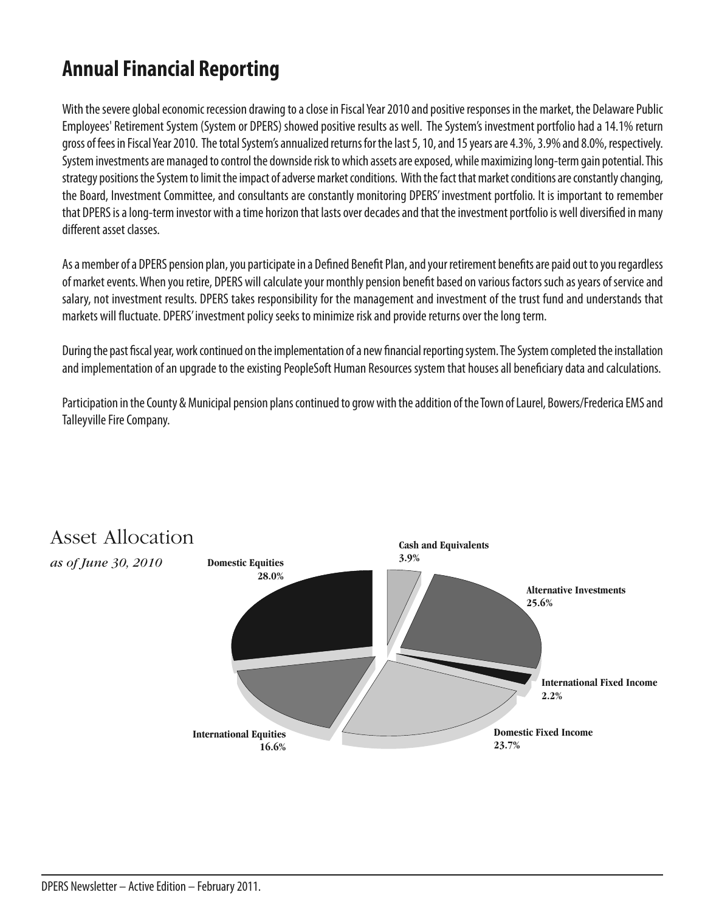## Annual Financial Reporting

With the severe global economic recession drawing to a close in Fiscal Year 2010 and positive responses in the market, the Delaware Public Employees' Retirement System (System or DPERS) showed positive results as well. The System's investment portfolio had a 14.1% return gross of fees in Fiscal Year 2010. The total System's annualized returns for the last 5, 10, and 15 years are 4.3%, 3.9% and 8.0%, respectively. System investments are managed to control the downside risk to which assets are exposed, while maximizing long-term gain potential. This strategy positions the System to limit the impact of adverse market conditions. With the fact that market conditions are constantly changing, the Board, Investment Committee, and consultants are constantly monitoring DPERS' investment portfolio. It is important to remember that DPERS is a long-term investor with a time horizon that lasts over decades and that the investment portfolio is well diversified in many different asset classes.

As a member of a DPERS pension plan, you participate in a Defined Benefit Plan, and your retirement benefits are paid out to you regardless of market events. When you retire, DPERS will calculate your monthly pension benefit based on various factors such as years of service and salary, not investment results. DPERS takes responsibility for the management and investment of the trust fund and understands that markets will fluctuate. DPERS' investment policy seeks to minimize risk and provide returns over the long term.

During the past fiscal year, work continued on the implementation of a new financial reporting system. The System completed the installation and implementation of an upgrade to the existing PeopleSoft Human Resources system that houses all beneficiary data and calculations.

Participation in the County & Municipal pension plans continued to grow with the addition of the Town of Laurel, Bowers/Frederica EMS and Talleyville Fire Company.

### Asset Allocation

*as of June 30, 2010*

| Asset Class | Allocation |
|---|---|
| Domestic Equities | 28.0% |
| Cash and Equivalents | 3.9% |
| Alternative Investments | 25.6% |
| International Fixed Income | 2.2% |
| Domestic Fixed Income | 23.7% |
| International Equities | 16.6% |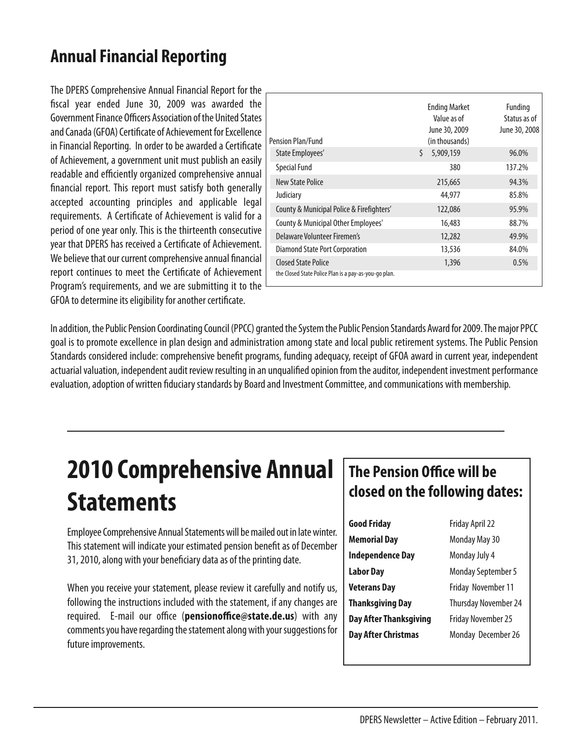## Annual Financial Reporting

The DPERS Comprehensive Annual Financial Report for the fiscal year ended June 30, 2009 was awarded the Government Finance Officers Association of the United States and Canada (GFOA) Certificate of Achievement for Excellence in Financial Reporting. In order to be awarded a Certificate of Achievement, a government unit must publish an easily readable and efficiently organized comprehensive annual financial report. This report must satisfy both generally accepted accounting principles and applicable legal requirements. A Certificate of Achievement is valid for a period of one year only. This is the thirteenth consecutive year that DPERS has received a Certificate of Achievement. We believe that our current comprehensive annual financial report continues to meet the Certificate of Achievement Program's requirements, and we are submitting it to the GFOA to determine its eligibility for another certificate.

| Pension Plan/Fund | Ending Market Value as of June 30, 2009 (in thousands) | Funding Status as of June 30, 2008 |
|---|---|---|
| State Employees' | $ 5,909,159 | 96.0% |
| Special Fund | 380 | 137.2% |
| New State Police | 215,665 | 94.3% |
| Judiciary | 44,977 | 85.8% |
| County & Municipal Police & Firefighters' | 122,086 | 95.9% |
| County & Municipal Other Employees' | 16,483 | 88.7% |
| Delaware Volunteer Firemen's | 12,282 | 49.9% |
| Diamond State Port Corporation | 13,536 | 84.0% |
| Closed State Police | 1,396 | 0.5% |

the Closed State Police Plan is a pay-as-you-go plan.

In addition, the Public Pension Coordinating Council (PPCC) granted the System the Public Pension Standards Award for 2009. The major PPCC goal is to promote excellence in plan design and administration among state and local public retirement systems. The Public Pension Standards considered include: comprehensive benefit programs, funding adequacy, receipt of GFOA award in current year, independent actuarial valuation, independent audit review resulting in an unqualified opinion from the auditor, independent investment performance evaluation, adoption of written fiduciary standards by Board and Investment Committee, and communications with membership.

# 2010 Comprehensive Annual Statements

Employee Comprehensive Annual Statements will be mailed out in late winter. This statement will indicate your estimated pension benefit as of December 31, 2010, along with your beneficiary data as of the printing date.

When you receive your statement, please review it carefully and notify us, following the instructions included with the statement, if any changes are required. E-mail our office (**pensionoffice@state.de.us**) with any comments you have regarding the statement along with your suggestions for future improvements.

## The Pension Office will be closed on the following dates:

| | |
|---|---|
| **Good Friday** | Friday April 22 |
| **Memorial Day** | Monday May 30 |
| **Independence Day** | Monday July 4 |
| **Labor Day** | Monday September 5 |
| **Veterans Day** | Friday November 11 |
| **Thanksgiving Day** | Thursday November 24 |
| **Day After Thanksgiving** | Friday November 25 |
| **Day After Christmas** | Monday December 26 |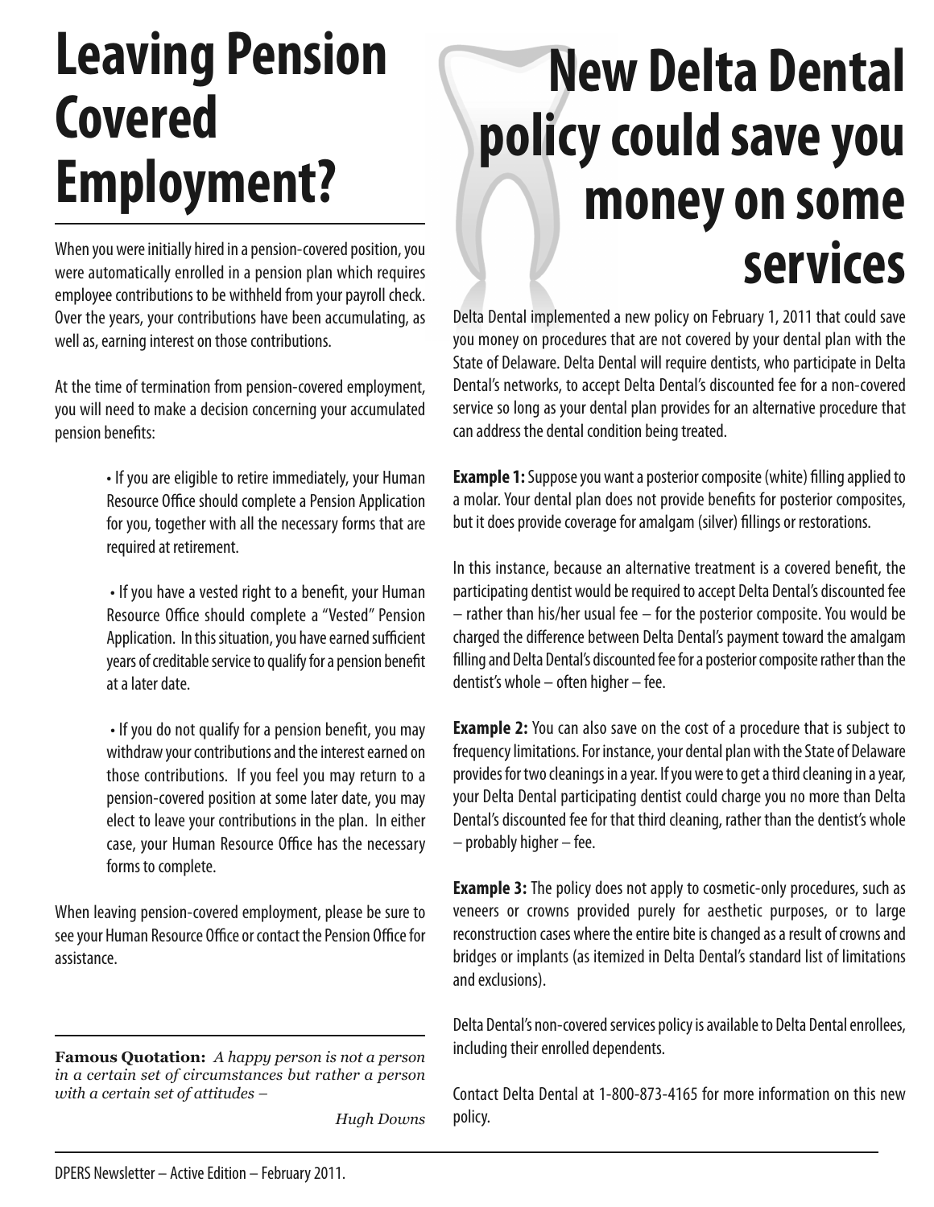# Leaving Pension Covered Employment?

When you were initially hired in a pension-covered position, you were automatically enrolled in a pension plan which requires employee contributions to be withheld from your payroll check. Over the years, your contributions have been accumulating, as well as, earning interest on those contributions.

At the time of termination from pension-covered employment, you will need to make a decision concerning your accumulated pension benefits:

- If you are eligible to retire immediately, your Human Resource Office should complete a Pension Application for you, together with all the necessary forms that are required at retirement.
- If you have a vested right to a benefit, your Human Resource Office should complete a "Vested" Pension Application. In this situation, you have earned sufficient years of creditable service to qualify for a pension benefit at a later date.
- If you do not qualify for a pension benefit, you may withdraw your contributions and the interest earned on those contributions. If you feel you may return to a pension-covered position at some later date, you may elect to leave your contributions in the plan. In either case, your Human Resource Office has the necessary forms to complete.

When leaving pension-covered employment, please be sure to see your Human Resource Office or contact the Pension Office for assistance.

**Famous Quotation:** *A happy person is not a person in a certain set of circumstances but rather a person with a certain set of attitudes –*

*Hugh Downs*

# New Delta Dental policy could save you money on some services

Delta Dental implemented a new policy on February 1, 2011 that could save you money on procedures that are not covered by your dental plan with the State of Delaware. Delta Dental will require dentists, who participate in Delta Dental's networks, to accept Delta Dental's discounted fee for a non-covered service so long as your dental plan provides for an alternative procedure that can address the dental condition being treated.

**Example 1:** Suppose you want a posterior composite (white) filling applied to a molar. Your dental plan does not provide benefits for posterior composites, but it does provide coverage for amalgam (silver) fillings or restorations.

In this instance, because an alternative treatment is a covered benefit, the participating dentist would be required to accept Delta Dental's discounted fee – rather than his/her usual fee – for the posterior composite. You would be charged the difference between Delta Dental's payment toward the amalgam filling and Delta Dental's discounted fee for a posterior composite rather than the dentist's whole – often higher – fee.

**Example 2:** You can also save on the cost of a procedure that is subject to frequency limitations. For instance, your dental plan with the State of Delaware provides for two cleanings in a year. If you were to get a third cleaning in a year, your Delta Dental participating dentist could charge you no more than Delta Dental's discounted fee for that third cleaning, rather than the dentist's whole – probably higher – fee.

**Example 3:** The policy does not apply to cosmetic-only procedures, such as veneers or crowns provided purely for aesthetic purposes, or to large reconstruction cases where the entire bite is changed as a result of crowns and bridges or implants (as itemized in Delta Dental's standard list of limitations and exclusions).

Delta Dental's non-covered services policy is available to Delta Dental enrollees, including their enrolled dependents.

Contact Delta Dental at 1-800-873-4165 for more information on this new policy.